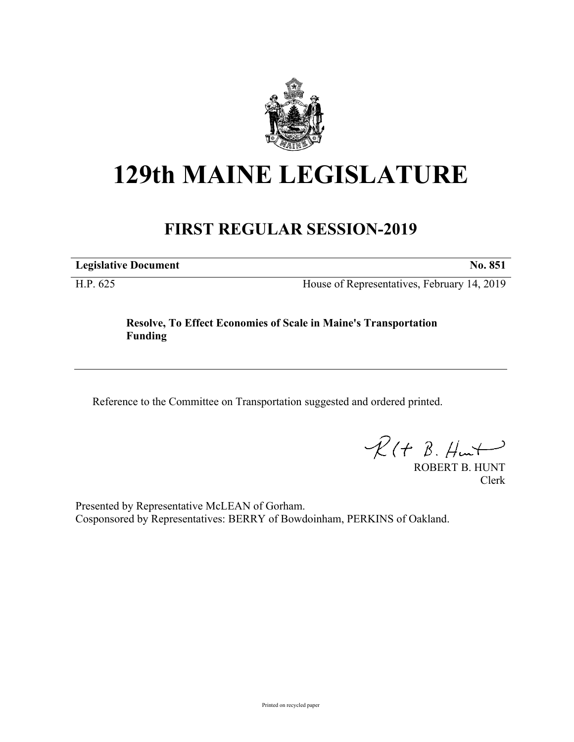# 129th MAINE LEGISLATURE

## FIRST REGULAR SESSION-2019

**Legislative Document** **No. 851**

H.P. 625 House of Representatives, February 14, 2019

**Resolve, To Effect Economies of Scale in Maine's Transportation Funding**

Reference to the Committee on Transportation suggested and ordered printed.

ROBERT B. HUNT
Clerk

Presented by Representative McLEAN of Gorham.
Cosponsored by Representatives: BERRY of Bowdoinham, PERKINS of Oakland.

Printed on recycled paper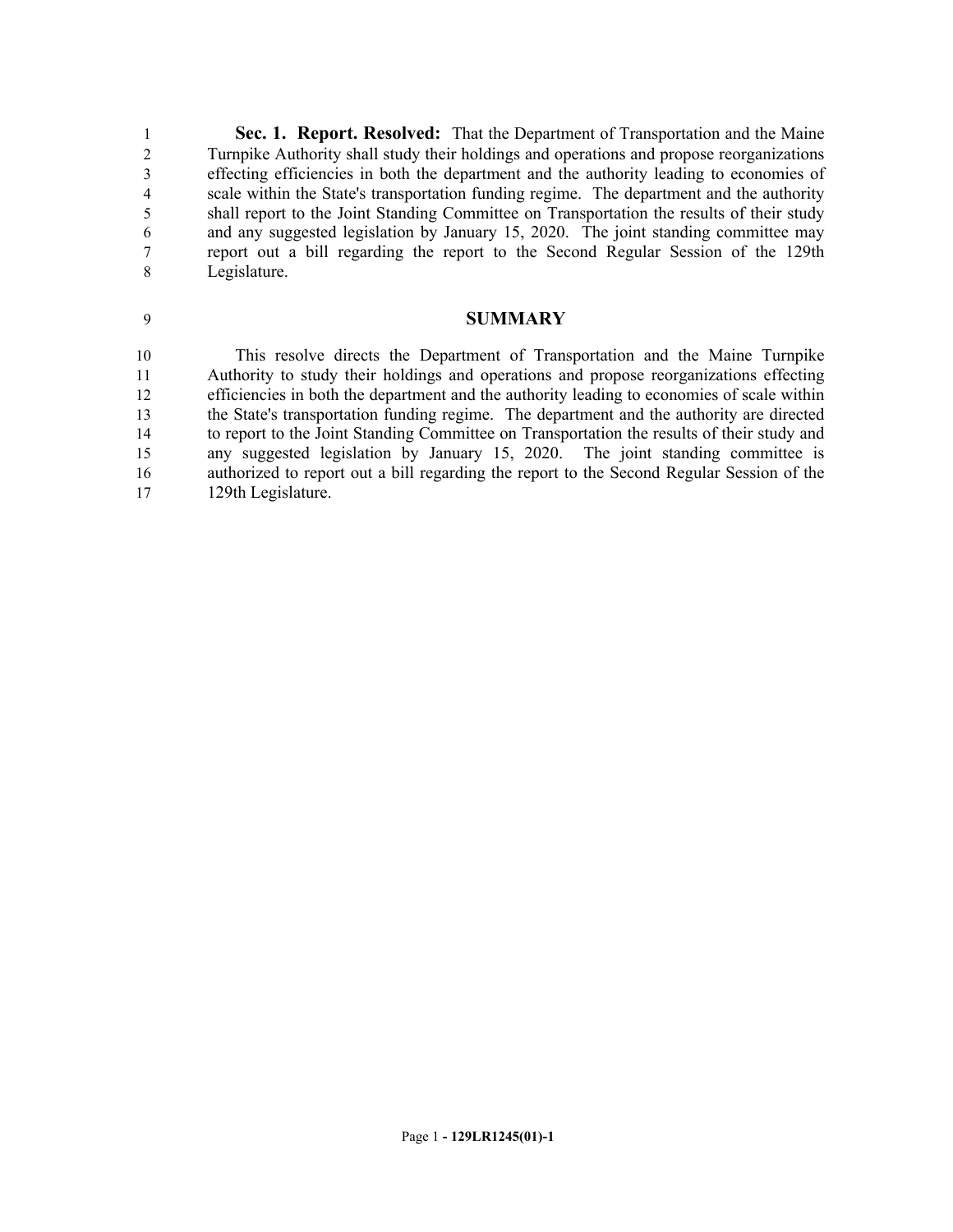**Sec. 1. Report. Resolved:** That the Department of Transportation and the Maine Turnpike Authority shall study their holdings and operations and propose reorganizations effecting efficiencies in both the department and the authority leading to economies of scale within the State's transportation funding regime. The department and the authority shall report to the Joint Standing Committee on Transportation the results of their study and any suggested legislation by January 15, 2020. The joint standing committee may report out a bill regarding the report to the Second Regular Session of the 129th Legislature.

## SUMMARY

This resolve directs the Department of Transportation and the Maine Turnpike Authority to study their holdings and operations and propose reorganizations effecting efficiencies in both the department and the authority leading to economies of scale within the State's transportation funding regime. The department and the authority are directed to report to the Joint Standing Committee on Transportation the results of their study and any suggested legislation by January 15, 2020. The joint standing committee is authorized to report out a bill regarding the report to the Second Regular Session of the 129th Legislature.